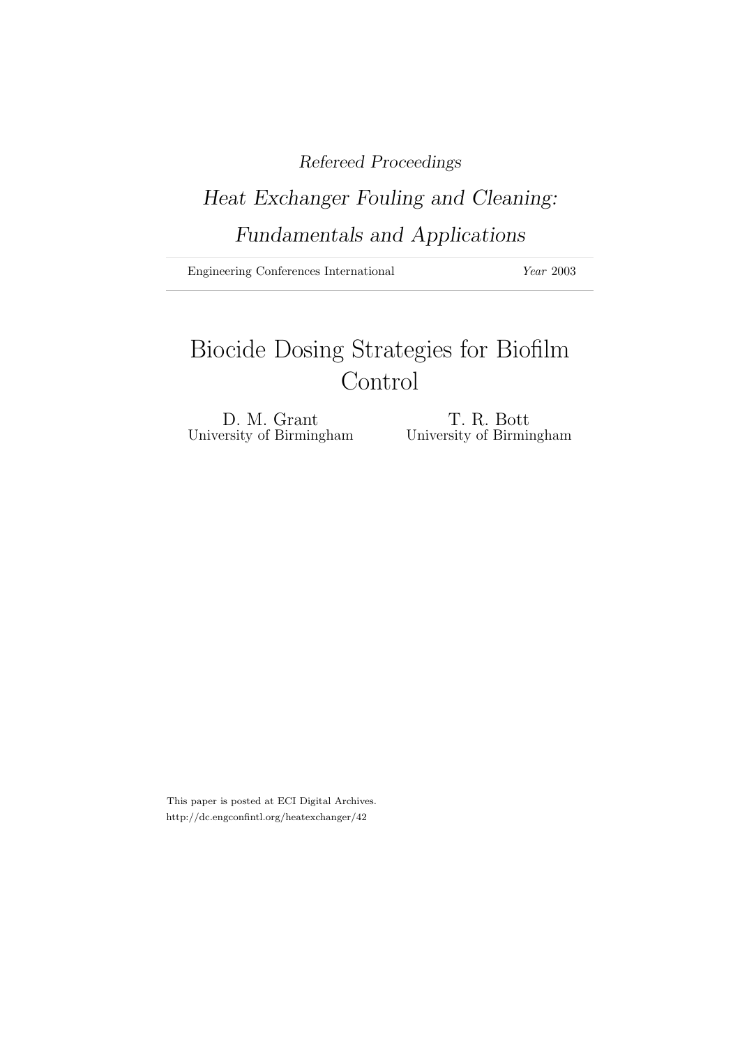*Refereed Proceedings*

*Heat Exchanger Fouling and Cleaning: Fundamentals and Applications*

Engineering Conferences International *Year* 2003

# Biocide Dosing Strategies for Biofilm Control

D. M. Grant
University of Birmingham

T. R. Bott
University of Birmingham

This paper is posted at ECI Digital Archives.
http://dc.engconfintl.org/heatexchanger/42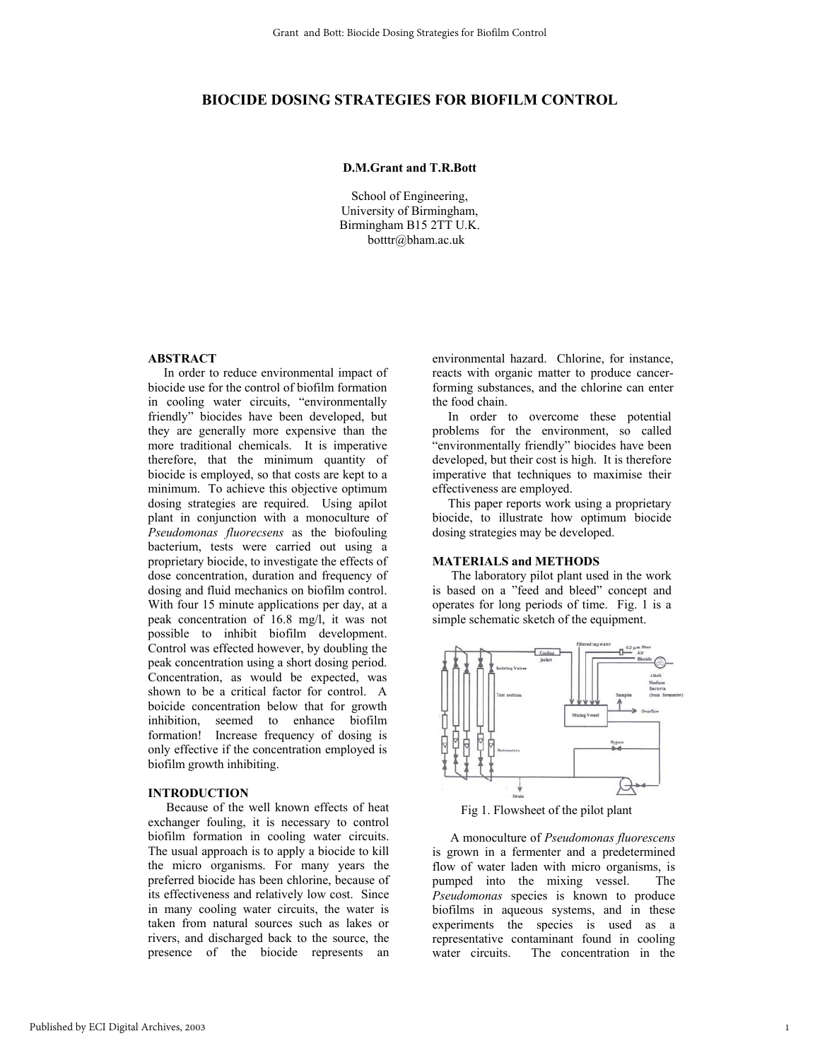# BIOCIDE DOSING STRATEGIES FOR BIOFILM CONTROL

**D.M.Grant and T.R.Bott**

School of Engineering,
University of Birmingham,
Birmingham B15 2TT U.K.
botttr@bham.ac.uk

## ABSTRACT

In order to reduce environmental impact of biocide use for the control of biofilm formation in cooling water circuits, "environmentally friendly" biocides have been developed, but they are generally more expensive than the more traditional chemicals. It is imperative therefore, that the minimum quantity of biocide is employed, so that costs are kept to a minimum. To achieve this objective optimum dosing strategies are required. Using apilot plant in conjunction with a monoculture of *Pseudomonas fluorecsens* as the biofouling bacterium, tests were carried out using a proprietary biocide, to investigate the effects of dose concentration, duration and frequency of dosing and fluid mechanics on biofilm control. With four 15 minute applications per day, at a peak concentration of 16.8 mg/l, it was not possible to inhibit biofilm development. Control was effected however, by doubling the peak concentration using a short dosing period. Concentration, as would be expected, was shown to be a critical factor for control. A boicide concentration below that for growth inhibition, seemed to enhance biofilm formation! Increase frequency of dosing is only effective if the concentration employed is biofilm growth inhibiting.

## INTRODUCTION

Because of the well known effects of heat exchanger fouling, it is necessary to control biofilm formation in cooling water circuits. The usual approach is to apply a biocide to kill the micro organisms. For many years the preferred biocide has been chlorine, because of its effectiveness and relatively low cost. Since in many cooling water circuits, the water is taken from natural sources such as lakes or rivers, and discharged back to the source, the presence of the biocide represents an environmental hazard. Chlorine, for instance, reacts with organic matter to produce cancer-forming substances, and the chlorine can enter the food chain.

In order to overcome these potential problems for the environment, so called "environmentally friendly" biocides have been developed, but their cost is high. It is therefore imperative that techniques to maximise their effectiveness are employed.

This paper reports work using a proprietary biocide, to illustrate how optimum biocide dosing strategies may be developed.

## MATERIALS and METHODS

The laboratory pilot plant used in the work is based on a "feed and bleed" concept and operates for long periods of time. Fig. 1 is a simple schematic sketch of the equipment.

Fig 1. Flowsheet of the pilot plant

A monoculture of *Pseudomonas fluorescens* is grown in a fermenter and a predetermined flow of water laden with micro organisms, is pumped into the mixing vessel. The *Pseudomonas* species is known to produce biofilms in aqueous systems, and in these experiments the species is used as a representative contaminant found in cooling water circuits. The concentration in the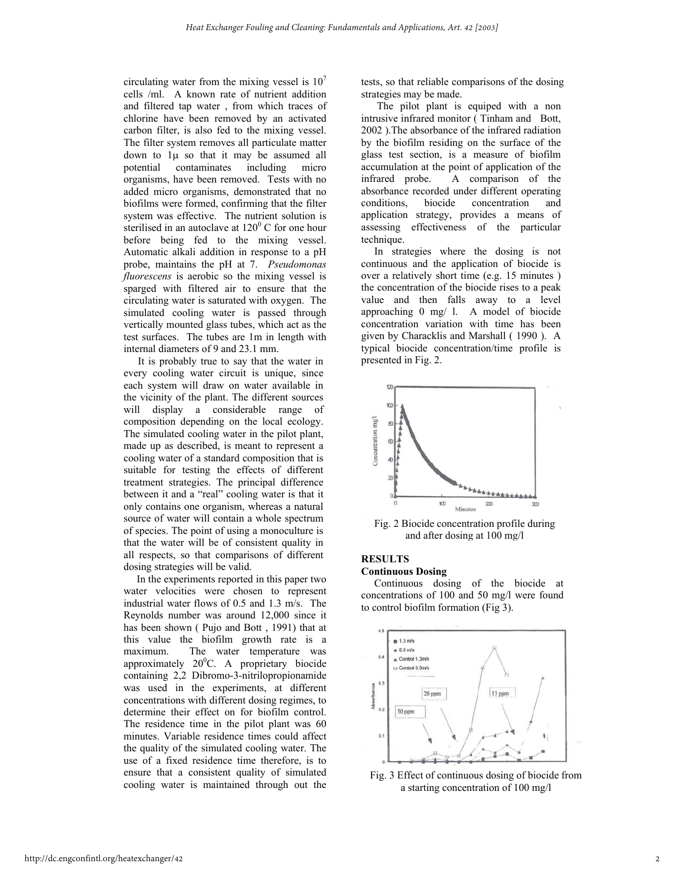circulating water from the mixing vessel is $10^7$ cells /ml. A known rate of nutrient addition and filtered tap water , from which traces of chlorine have been removed by an activated carbon filter, is also fed to the mixing vessel. The filter system removes all particulate matter down to 1μ so that it may be assumed all potential contaminates including micro organisms, have been removed. Tests with no added micro organisms, demonstrated that no biofilms were formed, confirming that the filter system was effective. The nutrient solution is sterilised in an autoclave at $120^0$ C for one hour before being fed to the mixing vessel. Automatic alkali addition in response to a pH probe, maintains the pH at 7. *Pseudomonas fluorescens* is aerobic so the mixing vessel is sparged with filtered air to ensure that the circulating water is saturated with oxygen. The simulated cooling water is passed through vertically mounted glass tubes, which act as the test surfaces. The tubes are 1m in length with internal diameters of 9 and 23.1 mm.

It is probably true to say that the water in every cooling water circuit is unique, since each system will draw on water available in the vicinity of the plant. The different sources will display a considerable range of composition depending on the local ecology. The simulated cooling water in the pilot plant, made up as described, is meant to represent a cooling water of a standard composition that is suitable for testing the effects of different treatment strategies. The principal difference between it and a "real" cooling water is that it only contains one organism, whereas a natural source of water will contain a whole spectrum of species. The point of using a monoculture is that the water will be of consistent quality in all respects, so that comparisons of different dosing strategies will be valid.

In the experiments reported in this paper two water velocities were chosen to represent industrial water flows of 0.5 and 1.3 m/s. The Reynolds number was around 12,000 since it has been shown ( Pujo and Bott , 1991) that at this value the biofilm growth rate is a maximum. The water temperature was approximately $20^0$C. A proprietary biocide containing 2,2 Dibromo-3-nitrilopropionamide was used in the experiments, at different concentrations with different dosing regimes, to determine their effect on for biofilm control. The residence time in the pilot plant was 60 minutes. Variable residence times could affect the quality of the simulated cooling water. The use of a fixed residence time therefore, is to ensure that a consistent quality of simulated cooling water is maintained through out the tests, so that reliable comparisons of the dosing strategies may be made.

The pilot plant is equiped with a non intrusive infrared monitor ( Tinham and Bott, 2002 ).The absorbance of the infrared radiation by the biofilm residing on the surface of the glass test section, is a measure of biofilm accumulation at the point of application of the infrared probe. A comparison of the absorbance recorded under different operating conditions, biocide concentration and application strategy, provides a means of assessing effectiveness of the particular technique.

In strategies where the dosing is not continuous and the application of biocide is over a relatively short time (e.g. 15 minutes ) the concentration of the biocide rises to a peak value and then falls away to a level approaching 0 mg/ l. A model of biocide concentration variation with time has been given by Characklis and Marshall ( 1990 ). A typical biocide concentration/time profile is presented in Fig. 2.

Fig. 2 Biocide concentration profile during and after dosing at 100 mg/l

## RESULTS

### Continuous Dosing

Continuous dosing of the biocide at concentrations of 100 and 50 mg/l were found to control biofilm formation (Fig 3).

Fig. 3 Effect of continuous dosing of biocide from a starting concentration of 100 mg/l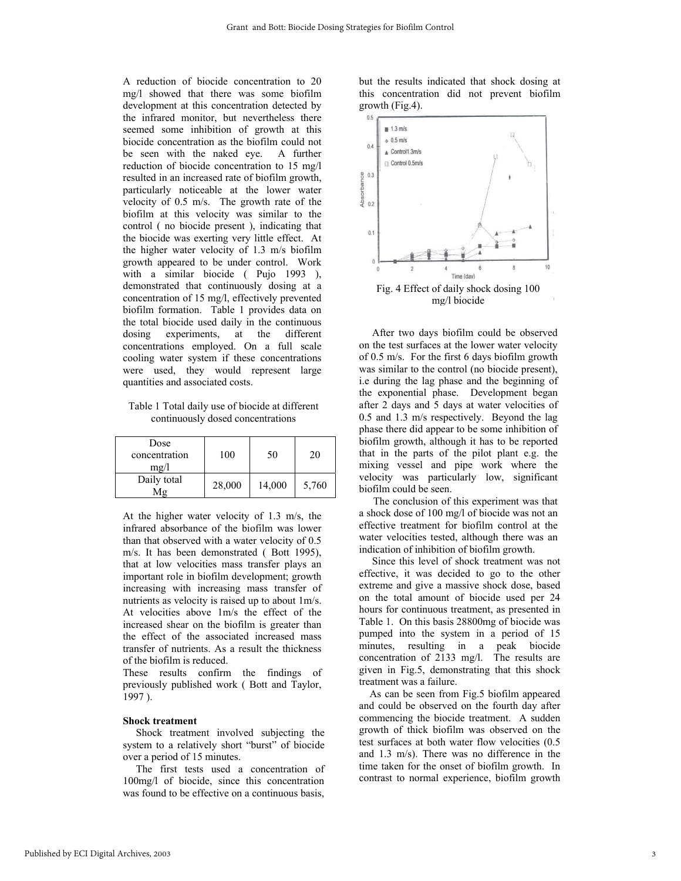A reduction of biocide concentration to 20 mg/l showed that there was some biofilm development at this concentration detected by the infrared monitor, but nevertheless there seemed some inhibition of growth at this biocide concentration as the biofilm could not be seen with the naked eye. A further reduction of biocide concentration to 15 mg/l resulted in an increased rate of biofilm growth, particularly noticeable at the lower water velocity of 0.5 m/s. The growth rate of the biofilm at this velocity was similar to the control ( no biocide present ), indicating that the biocide was exerting very little effect. At the higher water velocity of 1.3 m/s biofilm growth appeared to be under control. Work with a similar biocide ( Pujo 1993 ), demonstrated that continuously dosing at a concentration of 15 mg/l, effectively prevented biofilm formation. Table 1 provides data on the total biocide used daily in the continuous dosing experiments, at the different concentrations employed. On a full scale cooling water system if these concentrations were used, they would represent large quantities and associated costs.

Table 1 Total daily use of biocide at different continuously dosed concentrations

| Dose concentration mg/l | 100 | 50 | 20 |
|---|---|---|---|
| Daily total Mg | 28,000 | 14,000 | 5,760 |

At the higher water velocity of 1.3 m/s, the infrared absorbance of the biofilm was lower than that observed with a water velocity of 0.5 m/s. It has been demonstrated ( Bott 1995), that at low velocities mass transfer plays an important role in biofilm development; growth increasing with increasing mass transfer of nutrients as velocity is raised up to about 1m/s. At velocities above 1m/s the effect of the increased shear on the biofilm is greater than the effect of the associated increased mass transfer of nutrients. As a result the thickness of the biofilm is reduced.

These results confirm the findings of previously published work ( Bott and Taylor, 1997 ).

**Shock treatment**

Shock treatment involved subjecting the system to a relatively short "burst" of biocide over a period of 15 minutes.

The first tests used a concentration of 100mg/l of biocide, since this concentration was found to be effective on a continuous basis, but the results indicated that shock dosing at this concentration did not prevent biofilm growth (Fig.4).

Fig. 4 Effect of daily shock dosing 100 mg/l biocide

After two days biofilm could be observed on the test surfaces at the lower water velocity of 0.5 m/s. For the first 6 days biofilm growth was similar to the control (no biocide present), i.e during the lag phase and the beginning of the exponential phase. Development began after 2 days and 5 days at water velocities of 0.5 and 1.3 m/s respectively. Beyond the lag phase there did appear to be some inhibition of biofilm growth, although it has to be reported that in the parts of the pilot plant e.g. the mixing vessel and pipe work where the velocity was particularly low, significant biofilm could be seen.

The conclusion of this experiment was that a shock dose of 100 mg/l of biocide was not an effective treatment for biofilm control at the water velocities tested, although there was an indication of inhibition of biofilm growth.

Since this level of shock treatment was not effective, it was decided to go to the other extreme and give a massive shock dose, based on the total amount of biocide used per 24 hours for continuous treatment, as presented in Table 1. On this basis 28800mg of biocide was pumped into the system in a period of 15 minutes, resulting in a peak biocide concentration of 2133 mg/l. The results are given in Fig.5, demonstrating that this shock treatment was a failure.

As can be seen from Fig.5 biofilm appeared and could be observed on the fourth day after commencing the biocide treatment. A sudden growth of thick biofilm was observed on the test surfaces at both water flow velocities (0.5 and 1.3 m/s). There was no difference in the time taken for the onset of biofilm growth. In contrast to normal experience, biofilm growth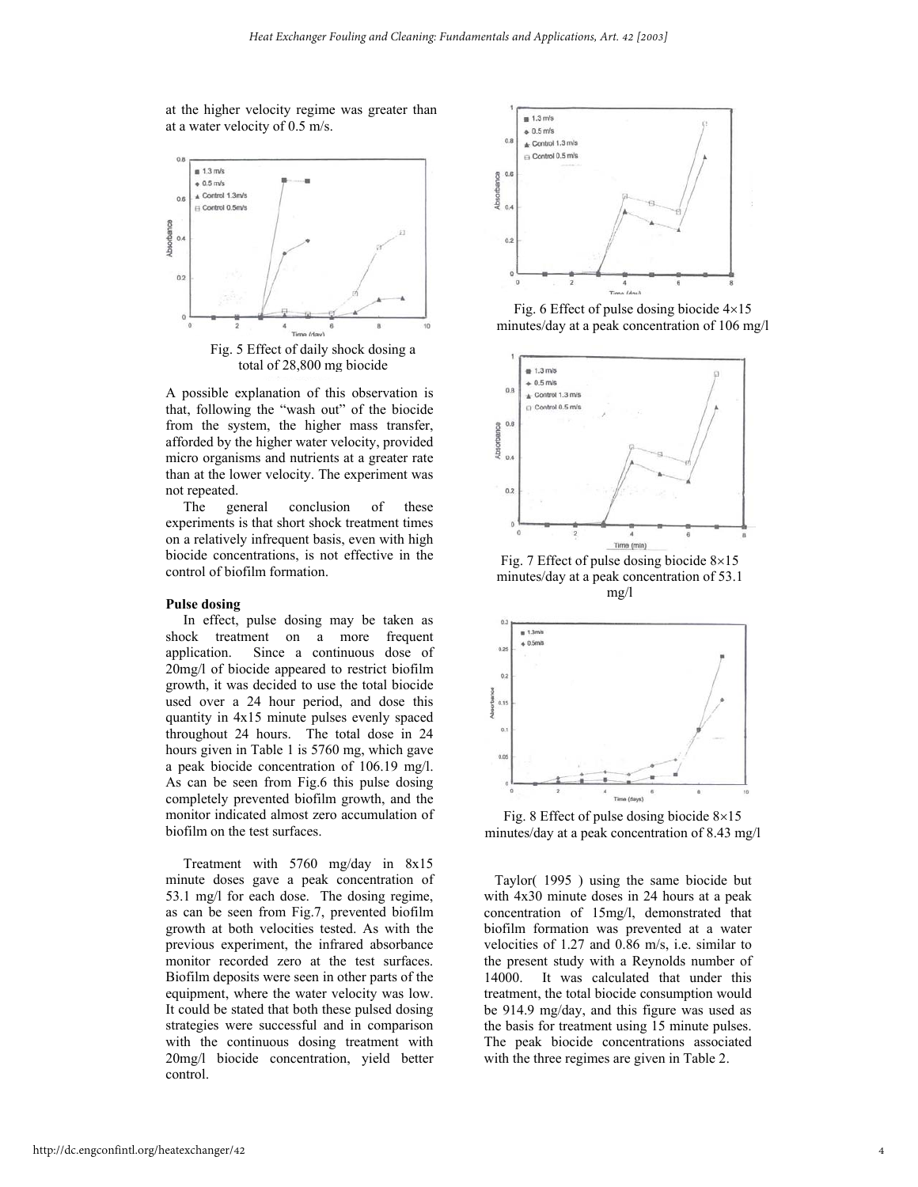at the higher velocity regime was greater than at a water velocity of 0.5 m/s.

Fig. 5 Effect of daily shock dosing a total of 28,800 mg biocide

A possible explanation of this observation is that, following the "wash out" of the biocide from the system, the higher mass transfer, afforded by the higher water velocity, provided micro organisms and nutrients at a greater rate than at the lower velocity. The experiment was not repeated.

The general conclusion of these experiments is that short shock treatment times on a relatively infrequent basis, even with high biocide concentrations, is not effective in the control of biofilm formation.

**Pulse dosing**

In effect, pulse dosing may be taken as shock treatment on a more frequent application. Since a continuous dose of 20mg/l of biocide appeared to restrict biofilm growth, it was decided to use the total biocide used over a 24 hour period, and dose this quantity in 4x15 minute pulses evenly spaced throughout 24 hours. The total dose in 24 hours given in Table 1 is 5760 mg, which gave a peak biocide concentration of 106.19 mg/l. As can be seen from Fig.6 this pulse dosing completely prevented biofilm growth, and the monitor indicated almost zero accumulation of biofilm on the test surfaces.

Treatment with 5760 mg/day in 8x15 minute doses gave a peak concentration of 53.1 mg/l for each dose. The dosing regime, as can be seen from Fig.7, prevented biofilm growth at both velocities tested. As with the previous experiment, the infrared absorbance monitor recorded zero at the test surfaces. Biofilm deposits were seen in other parts of the equipment, where the water velocity was low. It could be stated that both these pulsed dosing strategies were successful and in comparison with the continuous dosing treatment with 20mg/l biocide concentration, yield better control.

Fig. 6 Effect of pulse dosing biocide 4×15 minutes/day at a peak concentration of 106 mg/l

Fig. 7 Effect of pulse dosing biocide 8×15 minutes/day at a peak concentration of 53.1 mg/l

Fig. 8 Effect of pulse dosing biocide 8×15 minutes/day at a peak concentration of 8.43 mg/l

Taylor( 1995 ) using the same biocide but with 4x30 minute doses in 24 hours at a peak concentration of 15mg/l, demonstrated that biofilm formation was prevented at a water velocities of 1.27 and 0.86 m/s, i.e. similar to the present study with a Reynolds number of 14000. It was calculated that under this treatment, the total biocide consumption would be 914.9 mg/day, and this figure was used as the basis for treatment using 15 minute pulses. The peak biocide concentrations associated with the three regimes are given in Table 2.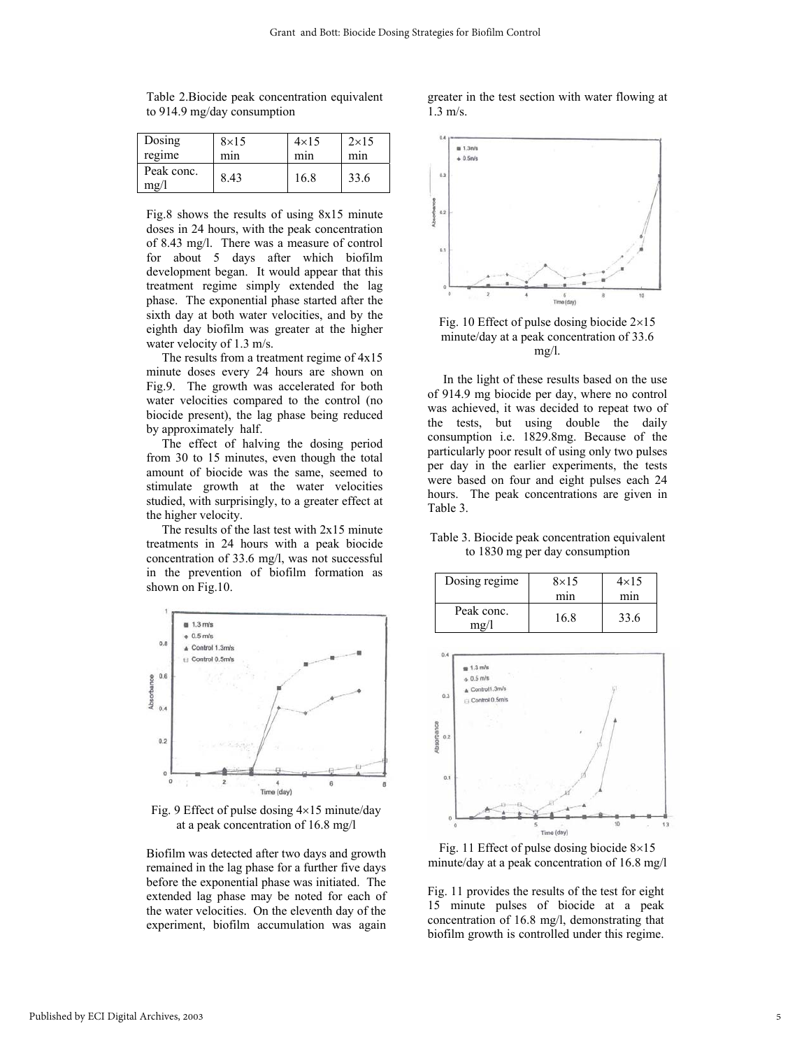Table 2.Biocide peak concentration equivalent to 914.9 mg/day consumption

| Dosing regime | 8×15 min | 4×15 min | 2×15 min |
|---|---|---|---|
| Peak conc. mg/l | 8.43 | 16.8 | 33.6 |

Fig.8 shows the results of using 8x15 minute doses in 24 hours, with the peak concentration of 8.43 mg/l. There was a measure of control for about 5 days after which biofilm development began. It would appear that this treatment regime simply extended the lag phase. The exponential phase started after the sixth day at both water velocities, and by the eighth day biofilm was greater at the higher water velocity of 1.3 m/s.

The results from a treatment regime of 4x15 minute doses every 24 hours are shown on Fig.9. The growth was accelerated for both water velocities compared to the control (no biocide present), the lag phase being reduced by approximately half.

The effect of halving the dosing period from 30 to 15 minutes, even though the total amount of biocide was the same, seemed to stimulate growth at the water velocities studied, with surprisingly, to a greater effect at the higher velocity.

The results of the last test with 2x15 minute treatments in 24 hours with a peak biocide concentration of 33.6 mg/l, was not successful in the prevention of biofilm formation as shown on Fig.10.

Fig. 9 Effect of pulse dosing 4×15 minute/day at a peak concentration of 16.8 mg/l

Biofilm was detected after two days and growth remained in the lag phase for a further five days before the exponential phase was initiated. The extended lag phase may be noted for each of the water velocities. On the eleventh day of the experiment, biofilm accumulation was again greater in the test section with water flowing at 1.3 m/s.

Fig. 10 Effect of pulse dosing biocide 2×15 minute/day at a peak concentration of 33.6 mg/l.

In the light of these results based on the use of 914.9 mg biocide per day, where no control was achieved, it was decided to repeat two of the tests, but using double the daily consumption i.e. 1829.8mg. Because of the particularly poor result of using only two pulses per day in the earlier experiments, the tests were based on four and eight pulses each 24 hours. The peak concentrations are given in Table 3.

Table 3. Biocide peak concentration equivalent to 1830 mg per day consumption

| Dosing regime | 8×15 min | 4×15 min |
|---|---|---|
| Peak conc. mg/l | 16.8 | 33.6 |

Fig. 11 Effect of pulse dosing biocide 8×15 minute/day at a peak concentration of 16.8 mg/l

Fig. 11 provides the results of the test for eight 15 minute pulses of biocide at a peak concentration of 16.8 mg/l, demonstrating that biofilm growth is controlled under this regime.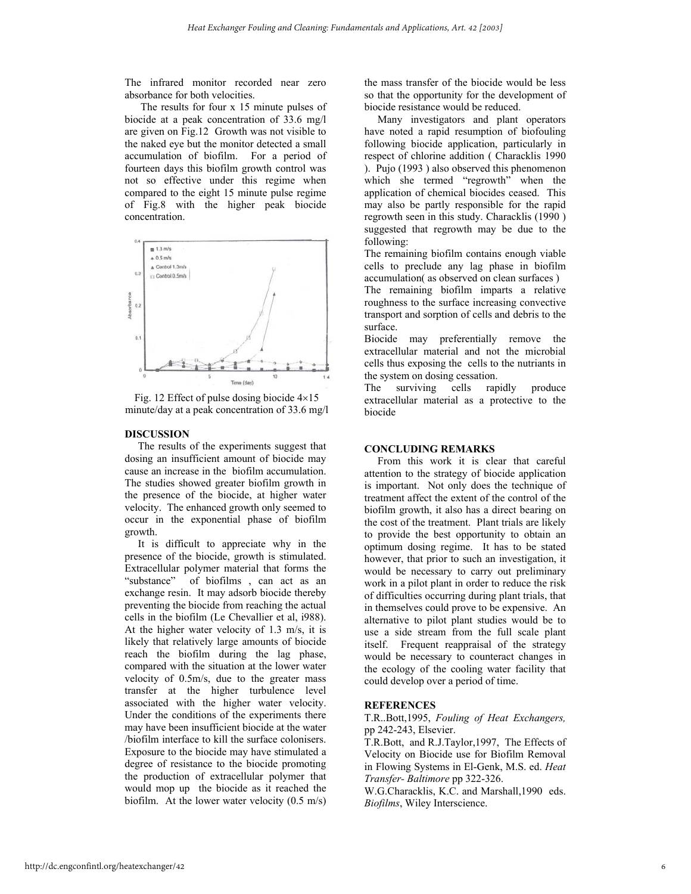The infrared monitor recorded near zero absorbance for both velocities.

The results for four x 15 minute pulses of biocide at a peak concentration of 33.6 mg/l are given on Fig.12 Growth was not visible to the naked eye but the monitor detected a small accumulation of biofilm. For a period of fourteen days this biofilm growth control was not so effective under this regime when compared to the eight 15 minute pulse regime of Fig.8 with the higher peak biocide concentration.

Fig. 12 Effect of pulse dosing biocide 4×15 minute/day at a peak concentration of 33.6 mg/l

## DISCUSSION

The results of the experiments suggest that dosing an insufficient amount of biocide may cause an increase in the biofilm accumulation. The studies showed greater biofilm growth in the presence of the biocide, at higher water velocity. The enhanced growth only seemed to occur in the exponential phase of biofilm growth.

It is difficult to appreciate why in the presence of the biocide, growth is stimulated. Extracellular polymer material that forms the "substance" of biofilms , can act as an exchange resin. It may adsorb biocide thereby preventing the biocide from reaching the actual cells in the biofilm (Le Chevallier et al, i988). At the higher water velocity of 1.3 m/s, it is likely that relatively large amounts of biocide reach the biofilm during the lag phase, compared with the situation at the lower water velocity of 0.5m/s, due to the greater mass transfer at the higher turbulence level associated with the higher water velocity. Under the conditions of the experiments there may have been insufficient biocide at the water /biofilm interface to kill the surface colonisers. Exposure to the biocide may have stimulated a degree of resistance to the biocide promoting the production of extracellular polymer that would mop up the biocide as it reached the biofilm. At the lower water velocity (0.5 m/s) the mass transfer of the biocide would be less so that the opportunity for the development of biocide resistance would be reduced.

Many investigators and plant operators have noted a rapid resumption of biofouling following biocide application, particularly in respect of chlorine addition ( Characklis 1990 ). Pujo (1993 ) also observed this phenomenon which she termed "regrowth" when the application of chemical biocides ceased. This may also be partly responsible for the rapid regrowth seen in this study. Characklis (1990 ) suggested that regrowth may be due to the following:

The remaining biofilm contains enough viable cells to preclude any lag phase in biofilm accumulation( as observed on clean surfaces )

The remaining biofilm imparts a relative roughness to the surface increasing convective transport and sorption of cells and debris to the surface.

Biocide may preferentially remove the extracellular material and not the microbial cells thus exposing the cells to the nutrients in the system on dosing cessation.

The surviving cells rapidly produce extracellular material as a protective to the biocide

## CONCLUDING REMARKS

From this work it is clear that careful attention to the strategy of biocide application is important. Not only does the technique of treatment affect the extent of the control of the biofilm growth, it also has a direct bearing on the cost of the treatment. Plant trials are likely to provide the best opportunity to obtain an optimum dosing regime. It has to be stated however, that prior to such an investigation, it would be necessary to carry out preliminary work in a pilot plant in order to reduce the risk of difficulties occurring during plant trials, that in themselves could prove to be expensive. An alternative to pilot plant studies would be to use a side stream from the full scale plant itself. Frequent reappraisal of the strategy would be necessary to counteract changes in the ecology of the cooling water facility that could develop over a period of time.

## REFERENCES

T.R..Bott,1995, *Fouling of Heat Exchangers,* pp 242-243, Elsevier.

T.R.Bott, and R.J.Taylor,1997, The Effects of Velocity on Biocide use for Biofilm Removal in Flowing Systems in El-Genk, M.S. ed. *Heat Transfer- Baltimore* pp 322-326.

W.G.Characklis, K.C. and Marshall,1990 eds. *Biofilms*, Wiley Interscience.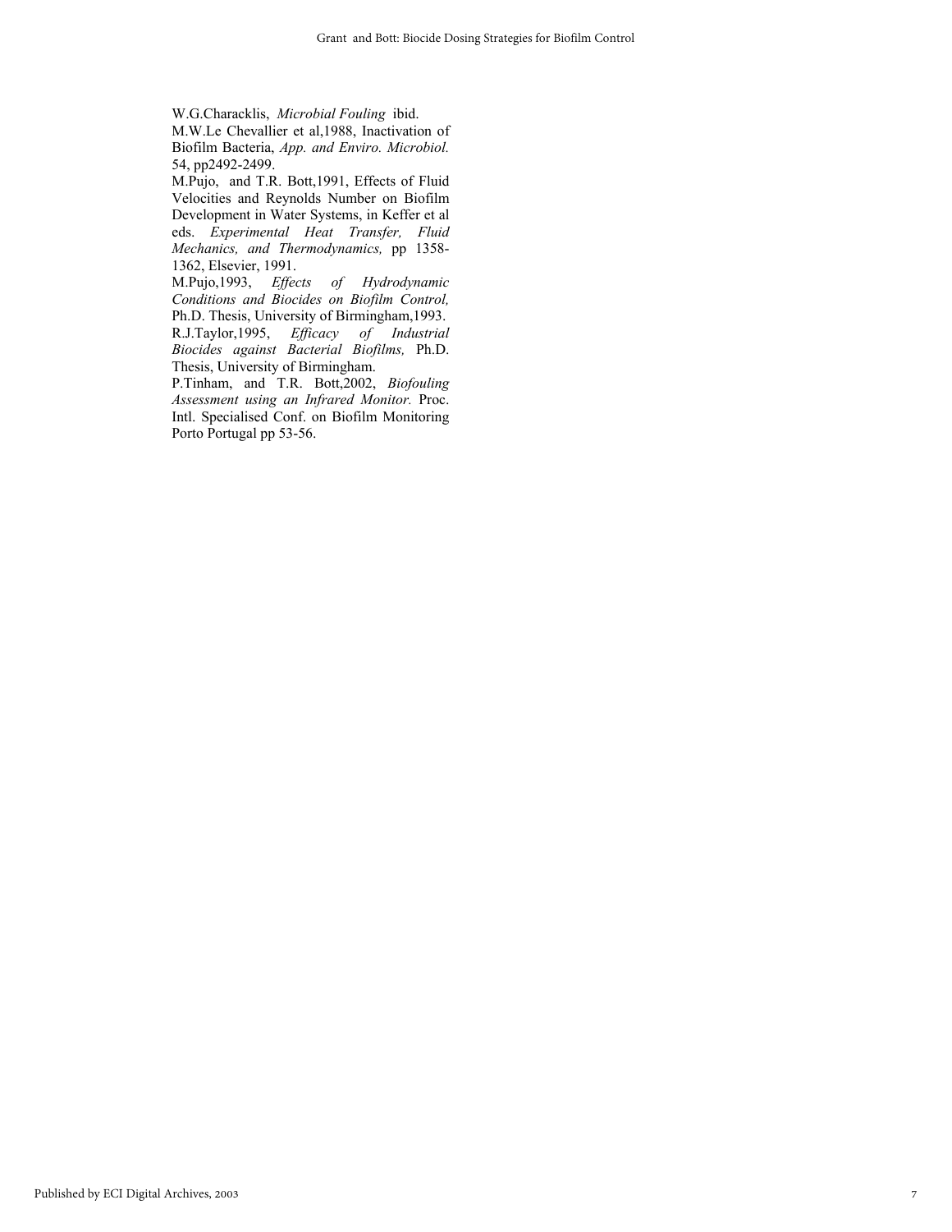W.G.Characklis, *Microbial Fouling* ibid.

M.W.Le Chevallier et al,1988, Inactivation of Biofilm Bacteria, *App. and Enviro. Microbiol.* 54, pp2492-2499.

M.Pujo, and T.R. Bott,1991, Effects of Fluid Velocities and Reynolds Number on Biofilm Development in Water Systems, in Keffer et al eds. *Experimental Heat Transfer, Fluid Mechanics, and Thermodynamics,* pp 1358-1362, Elsevier, 1991.

M.Pujo,1993, *Effects of Hydrodynamic Conditions and Biocides on Biofilm Control,* Ph.D. Thesis, University of Birmingham,1993.

R.J.Taylor,1995, *Efficacy of Industrial Biocides against Bacterial Biofilms,* Ph.D. Thesis, University of Birmingham.

P.Tinham, and T.R. Bott,2002, *Biofouling Assessment using an Infrared Monitor.* Proc. Intl. Specialised Conf. on Biofilm Monitoring Porto Portugal pp 53-56.